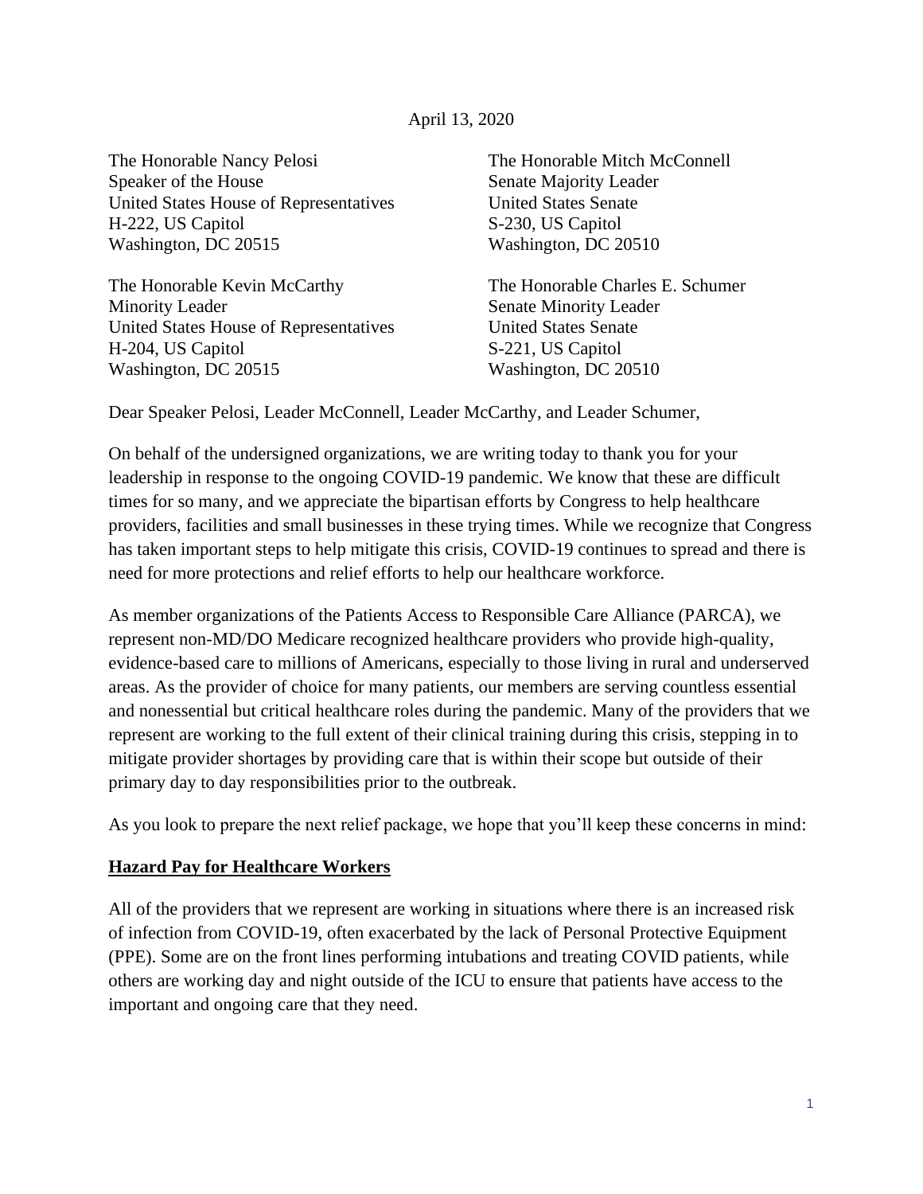April 13, 2020

The Honorable Nancy Pelosi
Speaker of the House
United States House of Representatives
H-222, US Capitol
Washington, DC 20515

The Honorable Mitch McConnell
Senate Majority Leader
United States Senate
S-230, US Capitol
Washington, DC 20510

The Honorable Kevin McCarthy
Minority Leader
United States House of Representatives
H-204, US Capitol
Washington, DC 20515

The Honorable Charles E. Schumer
Senate Minority Leader
United States Senate
S-221, US Capitol
Washington, DC 20510

Dear Speaker Pelosi, Leader McConnell, Leader McCarthy, and Leader Schumer,

On behalf of the undersigned organizations, we are writing today to thank you for your leadership in response to the ongoing COVID-19 pandemic. We know that these are difficult times for so many, and we appreciate the bipartisan efforts by Congress to help healthcare providers, facilities and small businesses in these trying times. While we recognize that Congress has taken important steps to help mitigate this crisis, COVID-19 continues to spread and there is need for more protections and relief efforts to help our healthcare workforce.

As member organizations of the Patients Access to Responsible Care Alliance (PARCA), we represent non-MD/DO Medicare recognized healthcare providers who provide high-quality, evidence-based care to millions of Americans, especially to those living in rural and underserved areas. As the provider of choice for many patients, our members are serving countless essential and nonessential but critical healthcare roles during the pandemic. Many of the providers that we represent are working to the full extent of their clinical training during this crisis, stepping in to mitigate provider shortages by providing care that is within their scope but outside of their primary day to day responsibilities prior to the outbreak.

As you look to prepare the next relief package, we hope that you'll keep these concerns in mind:

**Hazard Pay for Healthcare Workers**

All of the providers that we represent are working in situations where there is an increased risk of infection from COVID-19, often exacerbated by the lack of Personal Protective Equipment (PPE). Some are on the front lines performing intubations and treating COVID patients, while others are working day and night outside of the ICU to ensure that patients have access to the important and ongoing care that they need.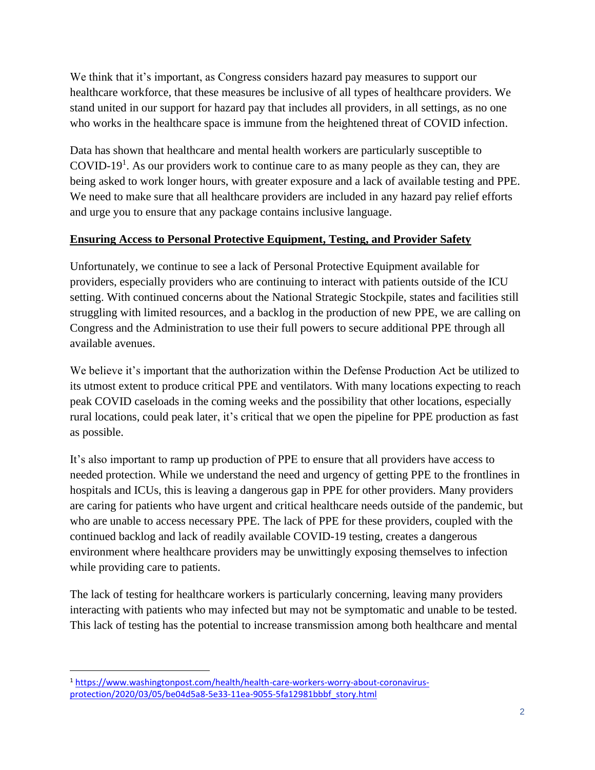We think that it's important, as Congress considers hazard pay measures to support our healthcare workforce, that these measures be inclusive of all types of healthcare providers. We stand united in our support for hazard pay that includes all providers, in all settings, as no one who works in the healthcare space is immune from the heightened threat of COVID infection.

Data has shown that healthcare and mental health workers are particularly susceptible to COVID-19[1]. As our providers work to continue care to as many people as they can, they are being asked to work longer hours, with greater exposure and a lack of available testing and PPE. We need to make sure that all healthcare providers are included in any hazard pay relief efforts and urge you to ensure that any package contains inclusive language.

**Ensuring Access to Personal Protective Equipment, Testing, and Provider Safety**

Unfortunately, we continue to see a lack of Personal Protective Equipment available for providers, especially providers who are continuing to interact with patients outside of the ICU setting. With continued concerns about the National Strategic Stockpile, states and facilities still struggling with limited resources, and a backlog in the production of new PPE, we are calling on Congress and the Administration to use their full powers to secure additional PPE through all available avenues.

We believe it's important that the authorization within the Defense Production Act be utilized to its utmost extent to produce critical PPE and ventilators. With many locations expecting to reach peak COVID caseloads in the coming weeks and the possibility that other locations, especially rural locations, could peak later, it's critical that we open the pipeline for PPE production as fast as possible.

It's also important to ramp up production of PPE to ensure that all providers have access to needed protection. While we understand the need and urgency of getting PPE to the frontlines in hospitals and ICUs, this is leaving a dangerous gap in PPE for other providers. Many providers are caring for patients who have urgent and critical healthcare needs outside of the pandemic, but who are unable to access necessary PPE. The lack of PPE for these providers, coupled with the continued backlog and lack of readily available COVID-19 testing, creates a dangerous environment where healthcare providers may be unwittingly exposing themselves to infection while providing care to patients.

The lack of testing for healthcare workers is particularly concerning, leaving many providers interacting with patients who may infected but may not be symptomatic and unable to be tested. This lack of testing has the potential to increase transmission among both healthcare and mental

---

[1] https://www.washingtonpost.com/health/health-care-workers-worry-about-coronavirus-protection/2020/03/05/be04d5a8-5e33-11ea-9055-5fa12981bbbf_story.html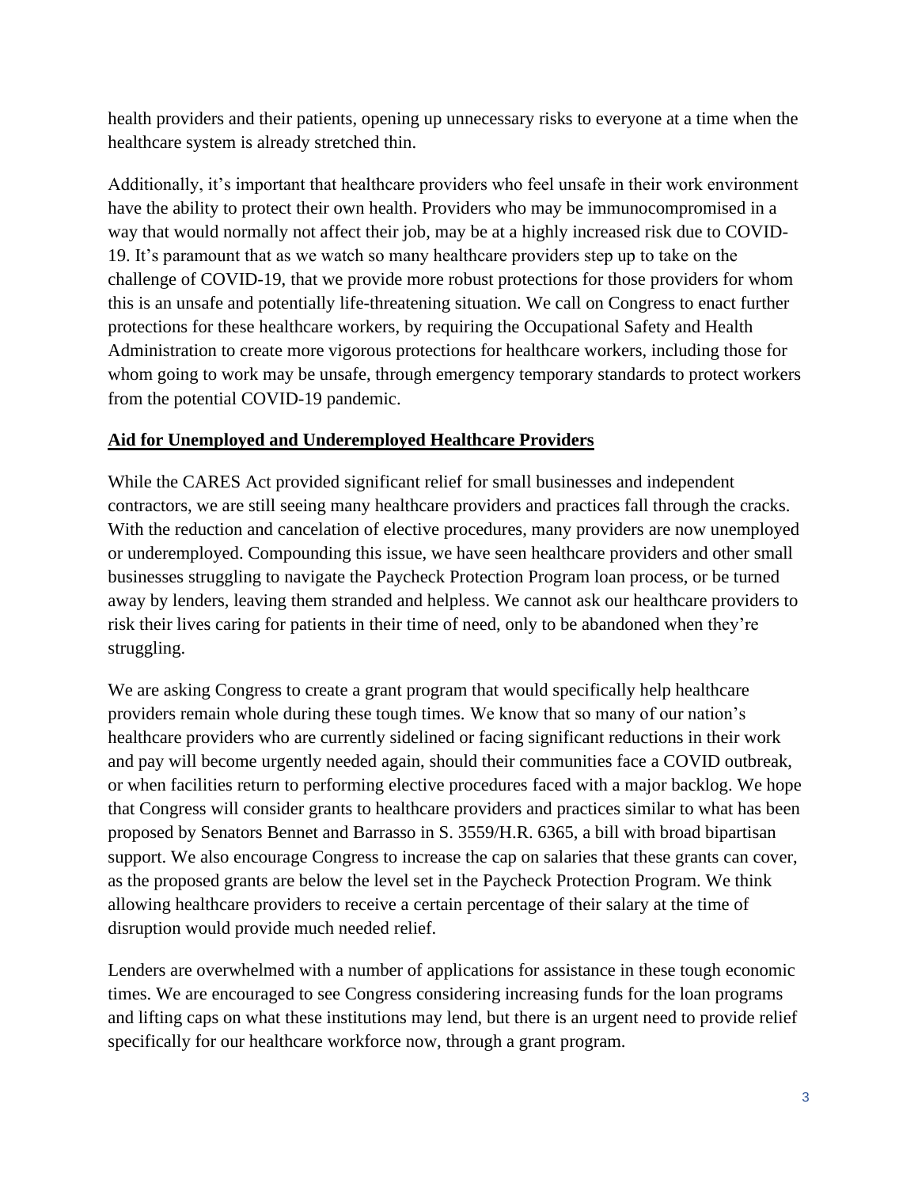health providers and their patients, opening up unnecessary risks to everyone at a time when the healthcare system is already stretched thin.

Additionally, it's important that healthcare providers who feel unsafe in their work environment have the ability to protect their own health. Providers who may be immunocompromised in a way that would normally not affect their job, may be at a highly increased risk due to COVID-19. It's paramount that as we watch so many healthcare providers step up to take on the challenge of COVID-19, that we provide more robust protections for those providers for whom this is an unsafe and potentially life-threatening situation. We call on Congress to enact further protections for these healthcare workers, by requiring the Occupational Safety and Health Administration to create more vigorous protections for healthcare workers, including those for whom going to work may be unsafe, through emergency temporary standards to protect workers from the potential COVID-19 pandemic.

## Aid for Unemployed and Underemployed Healthcare Providers

While the CARES Act provided significant relief for small businesses and independent contractors, we are still seeing many healthcare providers and practices fall through the cracks. With the reduction and cancelation of elective procedures, many providers are now unemployed or underemployed. Compounding this issue, we have seen healthcare providers and other small businesses struggling to navigate the Paycheck Protection Program loan process, or be turned away by lenders, leaving them stranded and helpless. We cannot ask our healthcare providers to risk their lives caring for patients in their time of need, only to be abandoned when they're struggling.

We are asking Congress to create a grant program that would specifically help healthcare providers remain whole during these tough times. We know that so many of our nation's healthcare providers who are currently sidelined or facing significant reductions in their work and pay will become urgently needed again, should their communities face a COVID outbreak, or when facilities return to performing elective procedures faced with a major backlog. We hope that Congress will consider grants to healthcare providers and practices similar to what has been proposed by Senators Bennet and Barrasso in S. 3559/H.R. 6365, a bill with broad bipartisan support. We also encourage Congress to increase the cap on salaries that these grants can cover, as the proposed grants are below the level set in the Paycheck Protection Program. We think allowing healthcare providers to receive a certain percentage of their salary at the time of disruption would provide much needed relief.

Lenders are overwhelmed with a number of applications for assistance in these tough economic times. We are encouraged to see Congress considering increasing funds for the loan programs and lifting caps on what these institutions may lend, but there is an urgent need to provide relief specifically for our healthcare workforce now, through a grant program.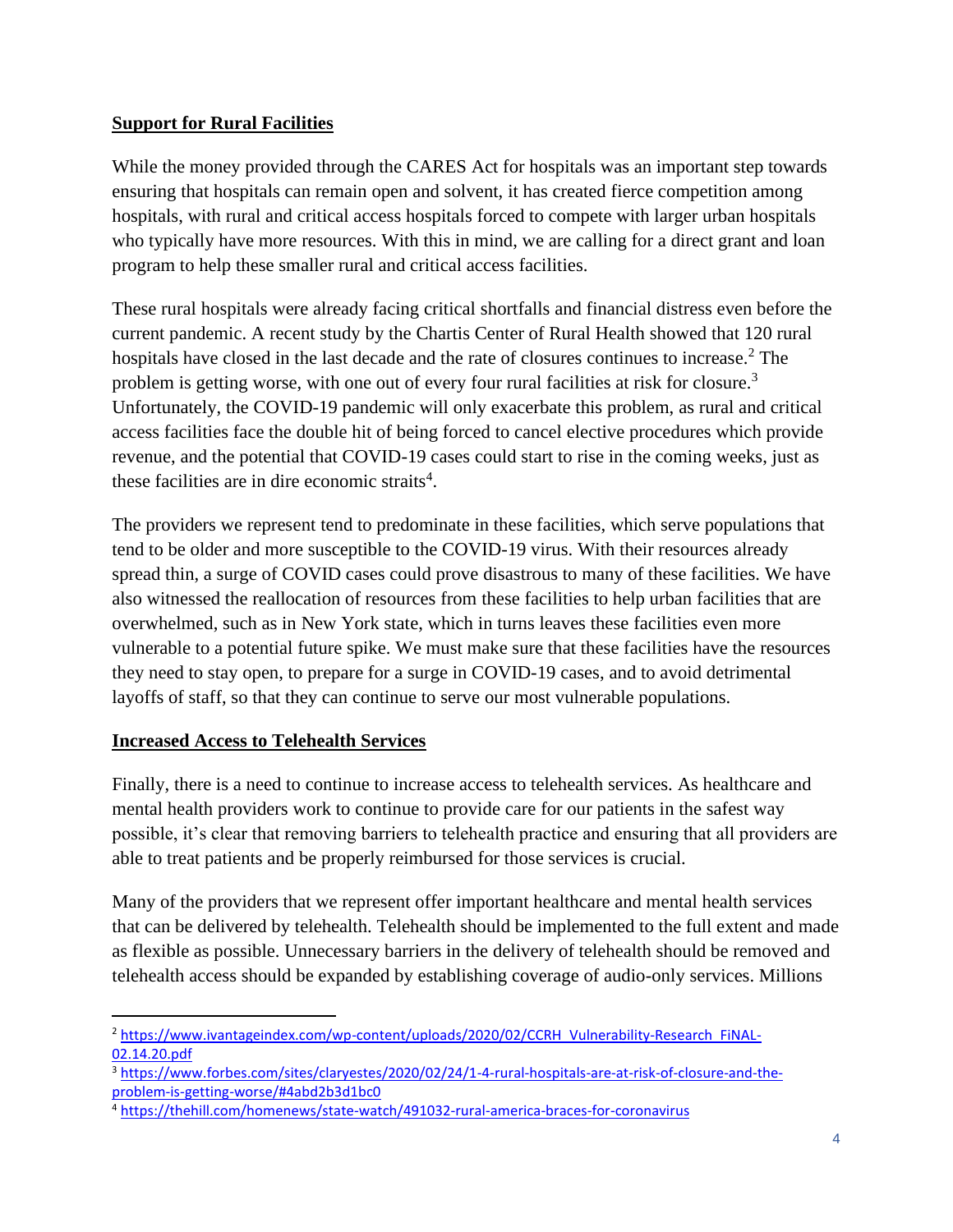**Support for Rural Facilities**

While the money provided through the CARES Act for hospitals was an important step towards ensuring that hospitals can remain open and solvent, it has created fierce competition among hospitals, with rural and critical access hospitals forced to compete with larger urban hospitals who typically have more resources. With this in mind, we are calling for a direct grant and loan program to help these smaller rural and critical access facilities.

These rural hospitals were already facing critical shortfalls and financial distress even before the current pandemic. A recent study by the Chartis Center of Rural Health showed that 120 rural hospitals have closed in the last decade and the rate of closures continues to increase.[2] The problem is getting worse, with one out of every four rural facilities at risk for closure.[3] Unfortunately, the COVID-19 pandemic will only exacerbate this problem, as rural and critical access facilities face the double hit of being forced to cancel elective procedures which provide revenue, and the potential that COVID-19 cases could start to rise in the coming weeks, just as these facilities are in dire economic straits[4].

The providers we represent tend to predominate in these facilities, which serve populations that tend to be older and more susceptible to the COVID-19 virus. With their resources already spread thin, a surge of COVID cases could prove disastrous to many of these facilities. We have also witnessed the reallocation of resources from these facilities to help urban facilities that are overwhelmed, such as in New York state, which in turns leaves these facilities even more vulnerable to a potential future spike. We must make sure that these facilities have the resources they need to stay open, to prepare for a surge in COVID-19 cases, and to avoid detrimental layoffs of staff, so that they can continue to serve our most vulnerable populations.

**Increased Access to Telehealth Services**

Finally, there is a need to continue to increase access to telehealth services. As healthcare and mental health providers work to continue to provide care for our patients in the safest way possible, it's clear that removing barriers to telehealth practice and ensuring that all providers are able to treat patients and be properly reimbursed for those services is crucial.

Many of the providers that we represent offer important healthcare and mental health services that can be delivered by telehealth. Telehealth should be implemented to the full extent and made as flexible as possible. Unnecessary barriers in the delivery of telehealth should be removed and telehealth access should be expanded by establishing coverage of audio-only services. Millions

---

[2] https://www.ivantageindex.com/wp-content/uploads/2020/02/CCRH_Vulnerability-Research_FiNAL-02.14.20.pdf

[3] https://www.forbes.com/sites/claryestes/2020/02/24/1-4-rural-hospitals-are-at-risk-of-closure-and-the-problem-is-getting-worse/#4abd2b3d1bc0

[4] https://thehill.com/homenews/state-watch/491032-rural-america-braces-for-coronavirus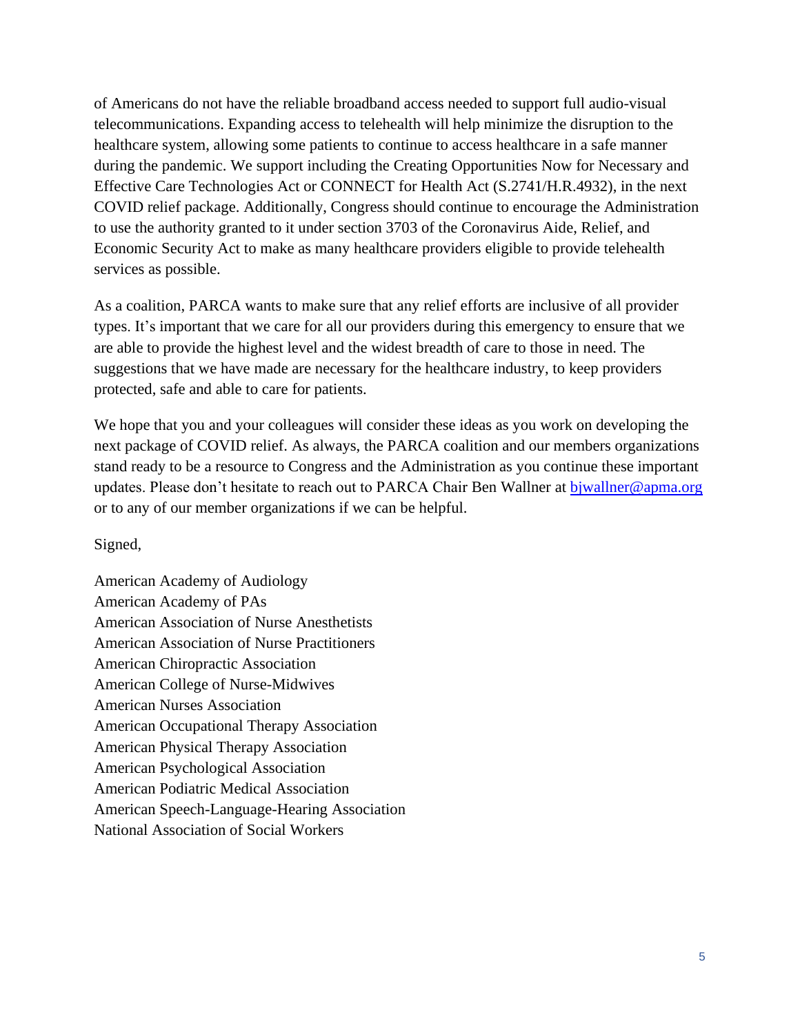of Americans do not have the reliable broadband access needed to support full audio-visual telecommunications. Expanding access to telehealth will help minimize the disruption to the healthcare system, allowing some patients to continue to access healthcare in a safe manner during the pandemic. We support including the Creating Opportunities Now for Necessary and Effective Care Technologies Act or CONNECT for Health Act (S.2741/H.R.4932), in the next COVID relief package. Additionally, Congress should continue to encourage the Administration to use the authority granted to it under section 3703 of the Coronavirus Aide, Relief, and Economic Security Act to make as many healthcare providers eligible to provide telehealth services as possible.

As a coalition, PARCA wants to make sure that any relief efforts are inclusive of all provider types. It's important that we care for all our providers during this emergency to ensure that we are able to provide the highest level and the widest breadth of care to those in need. The suggestions that we have made are necessary for the healthcare industry, to keep providers protected, safe and able to care for patients.

We hope that you and your colleagues will consider these ideas as you work on developing the next package of COVID relief. As always, the PARCA coalition and our members organizations stand ready to be a resource to Congress and the Administration as you continue these important updates. Please don't hesitate to reach out to PARCA Chair Ben Wallner at bjwallner@apma.org or to any of our member organizations if we can be helpful.

Signed,

American Academy of Audiology
American Academy of PAs
American Association of Nurse Anesthetists
American Association of Nurse Practitioners
American Chiropractic Association
American College of Nurse-Midwives
American Nurses Association
American Occupational Therapy Association
American Physical Therapy Association
American Psychological Association
American Podiatric Medical Association
American Speech-Language-Hearing Association
National Association of Social Workers